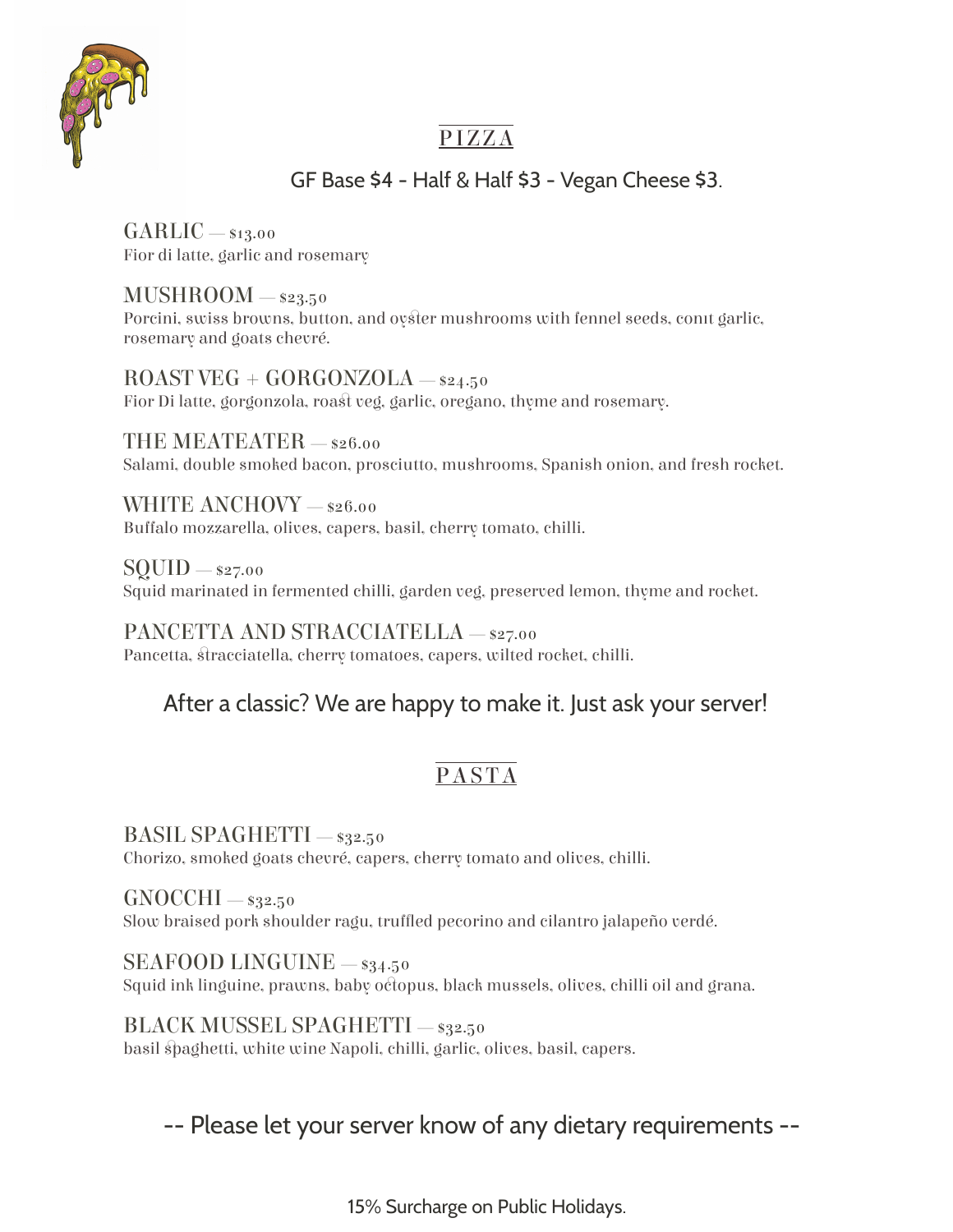# PIZZA

GF Base $4 - Half & Half $3 - Vegan Cheese $3.

GARLIC — $13.00
Fior di latte, garlic and rosemary

MUSHROOM — $23.50
Porcini, swiss browns, button, and oyster mushrooms with fennel seeds, conıt garlic, rosemary and goats chevré.

ROAST VEG + GORGONZOLA — $24.50
Fior Di latte, gorgonzola, roast veg, garlic, oregano, thyme and rosemary.

THE MEATEATER — $26.00
Salami, double smoked bacon, prosciutto, mushrooms, Spanish onion, and fresh rocket.

WHITE ANCHOVY — $26.00
Buffalo mozzarella, olives, capers, basil, cherry tomato, chilli.

SQUID — $27.00
Squid marinated in fermented chilli, garden veg, preserved lemon, thyme and rocket.

PANCETTA AND STRACCIATELLA — $27.00
Pancetta, stracciatella, cherry tomatoes, capers, wilted rocket, chilli.

After a classic? We are happy to make it. Just ask your server!

# PASTA

BASIL SPAGHETTI — $32.50
Chorizo, smoked goats chevré, capers, cherry tomato and olives, chilli.

GNOCCHI — $32.50
Slow braised pork shoulder ragu, truffled pecorino and cilantro jalapeño verdé.

SEAFOOD LINGUINE — $34.50
Squid ink linguine, prawns, baby octopus, black mussels, olives, chilli oil and grana.

BLACK MUSSEL SPAGHETTI — $32.50
basil spaghetti, white wine Napoli, chilli, garlic, olives, basil, capers.

-- Please let your server know of any dietary requirements --

15% Surcharge on Public Holidays.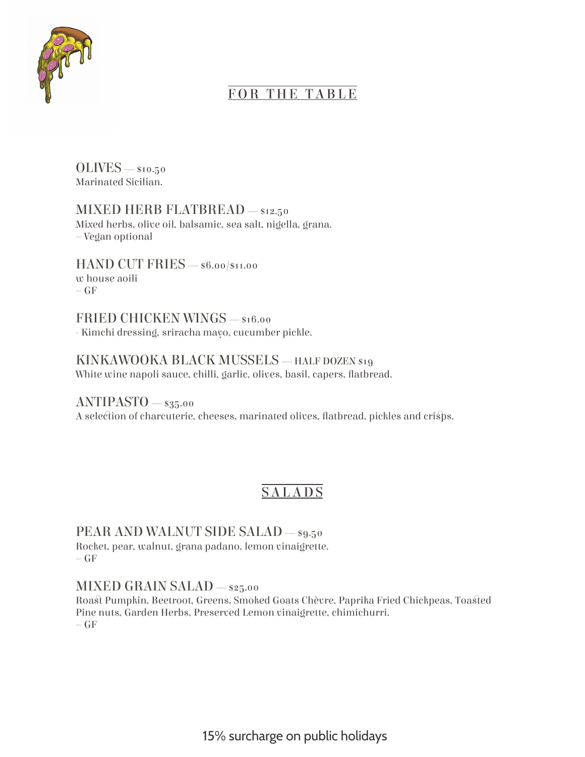## FOR THE TABLE

**OLIVES** — $10.50
Marinated Sicilian.

**MIXED HERB FLATBREAD** — $12.50
Mixed herbs, olive oil, balsamic, sea salt, nigella, grana.
– Vegan optional

**HAND CUT FRIES** — $6.00/$11.00
w house aoili
– GF

**FRIED CHICKEN WINGS** — $16.00
- Kimchi dressing, sriracha mayo, cucumber pickle.

**KINKAWOOKA BLACK MUSSELS** — HALF DOZEN $19
White wine napoli sauce, chilli, garlic, olives, basil, capers, flatbread.

**ANTIPASTO** — $35.00
A selection of charcuterie, cheeses, marinated olives, flatbread, pickles and crisps.

## SALADS

**PEAR AND WALNUT SIDE SALAD** — $9.50
Rocket, pear, walnut, grana padano, lemon vinaigrette.
– GF

**MIXED GRAIN SALAD** — $25.00
Roast Pumpkin, Beetroot, Greens, Smoked Goats Chèvre, Paprika Fried Chickpeas, Toasted Pine nuts, Garden Herbs, Preserved Lemon vinaigrette, chimichurri.
– GF

15% surcharge on public holidays